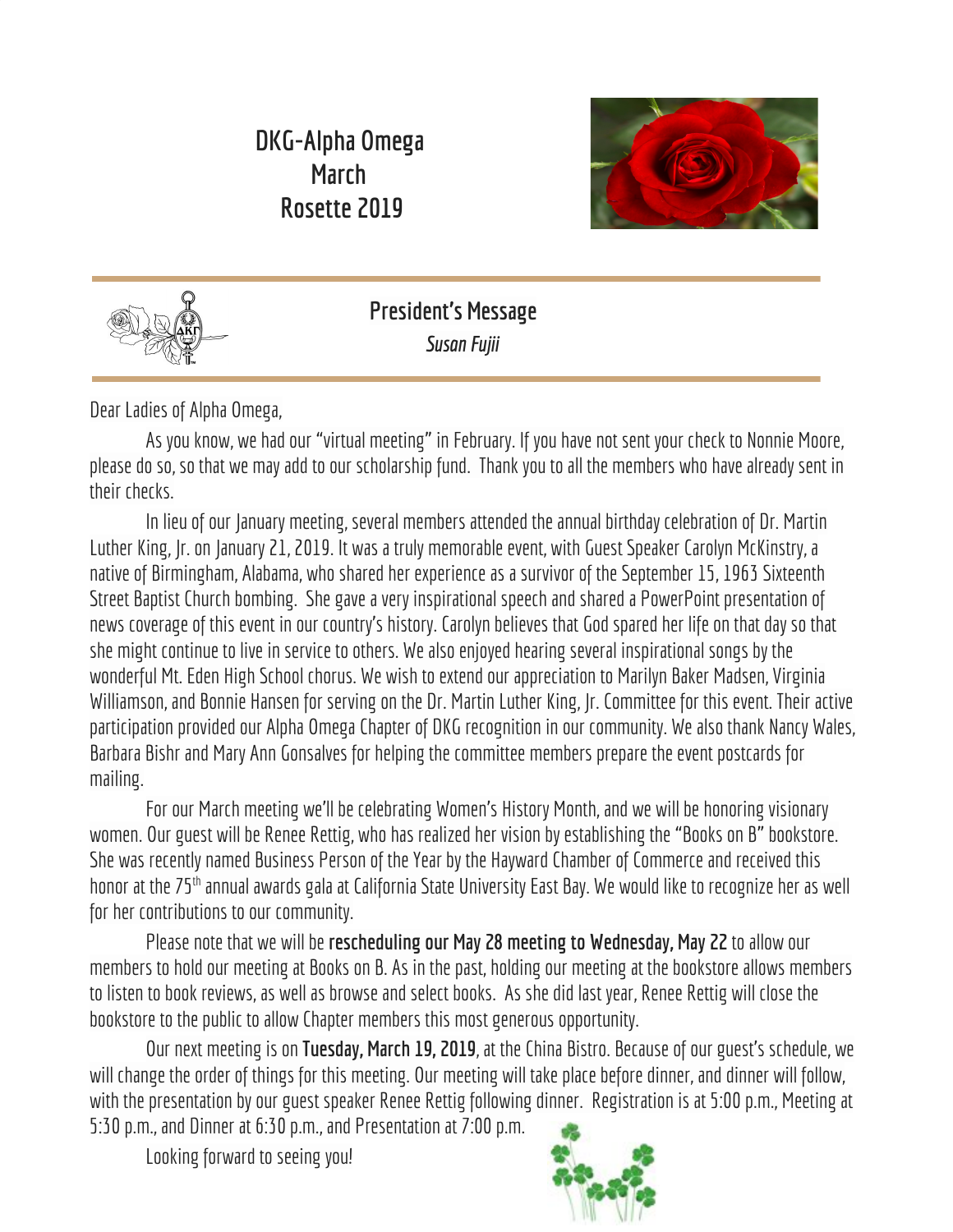# DKG-Alpha Omega March Rosette 2019

## President's Message

*Susan Fujii*

Dear Ladies of Alpha Omega,

As you know, we had our "virtual meeting" in February. If you have not sent your check to Nonnie Moore, please do so, so that we may add to our scholarship fund. Thank you to all the members who have already sent in their checks.

In lieu of our January meeting, several members attended the annual birthday celebration of Dr. Martin Luther King, Jr. on January 21, 2019. It was a truly memorable event, with Guest Speaker Carolyn McKinstry, a native of Birmingham, Alabama, who shared her experience as a survivor of the September 15, 1963 Sixteenth Street Baptist Church bombing. She gave a very inspirational speech and shared a PowerPoint presentation of news coverage of this event in our country's history. Carolyn believes that God spared her life on that day so that she might continue to live in service to others. We also enjoyed hearing several inspirational songs by the wonderful Mt. Eden High School chorus. We wish to extend our appreciation to Marilyn Baker Madsen, Virginia Williamson, and Bonnie Hansen for serving on the Dr. Martin Luther King, Jr. Committee for this event. Their active participation provided our Alpha Omega Chapter of DKG recognition in our community. We also thank Nancy Wales, Barbara Bishr and Mary Ann Gonsalves for helping the committee members prepare the event postcards for mailing.

For our March meeting we'll be celebrating Women's History Month, and we will be honoring visionary women. Our guest will be Renee Rettig, who has realized her vision by establishing the "Books on B" bookstore. She was recently named Business Person of the Year by the Hayward Chamber of Commerce and received this honor at the 75th annual awards gala at California State University East Bay. We would like to recognize her as well for her contributions to our community.

Please note that we will be **rescheduling our May 28 meeting to Wednesday, May 22** to allow our members to hold our meeting at Books on B. As in the past, holding our meeting at the bookstore allows members to listen to book reviews, as well as browse and select books. As she did last year, Renee Rettig will close the bookstore to the public to allow Chapter members this most generous opportunity.

Our next meeting is on **Tuesday, March 19, 2019**, at the China Bistro. Because of our guest's schedule, we will change the order of things for this meeting. Our meeting will take place before dinner, and dinner will follow, with the presentation by our guest speaker Renee Rettig following dinner. Registration is at 5:00 p.m., Meeting at 5:30 p.m., and Dinner at 6:30 p.m., and Presentation at 7:00 p.m.

Looking forward to seeing you!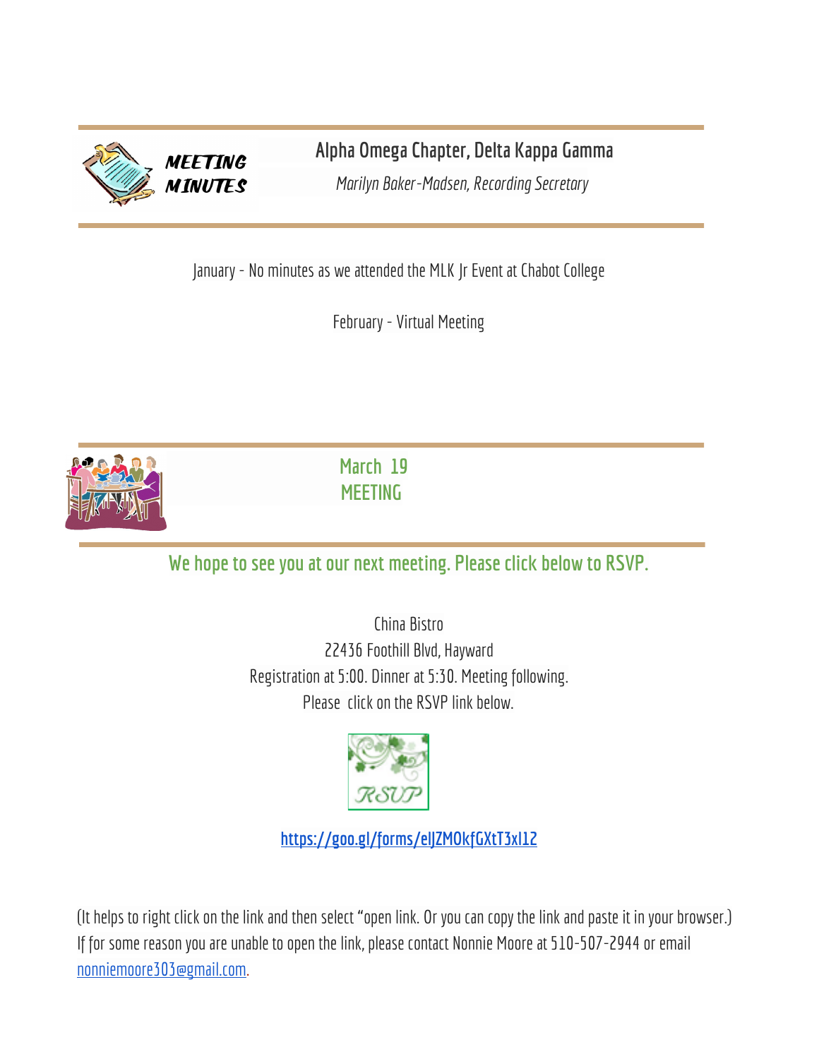## MEETING MINUTES

## Alpha Omega Chapter, Delta Kappa Gamma

*Marilyn Baker-Madsen, Recording Secretary*

January - No minutes as we attended the MLK Jr Event at Chabot College

February - Virtual Meeting

## March 19 MEETING

### We hope to see you at our next meeting. Please click below to RSVP.

China Bistro
22436 Foothill Blvd, Hayward
Registration at 5:00. Dinner at 5:30. Meeting following.
Please click on the RSVP link below.

RSVP

https://goo.gl/forms/elJZMOkfGXtT3xI12

(It helps to right click on the link and then select "open link. Or you can copy the link and paste it in your browser.) If for some reason you are unable to open the link, please contact Nonnie Moore at 510-507-2944 or email nonniemoore303@gmail.com.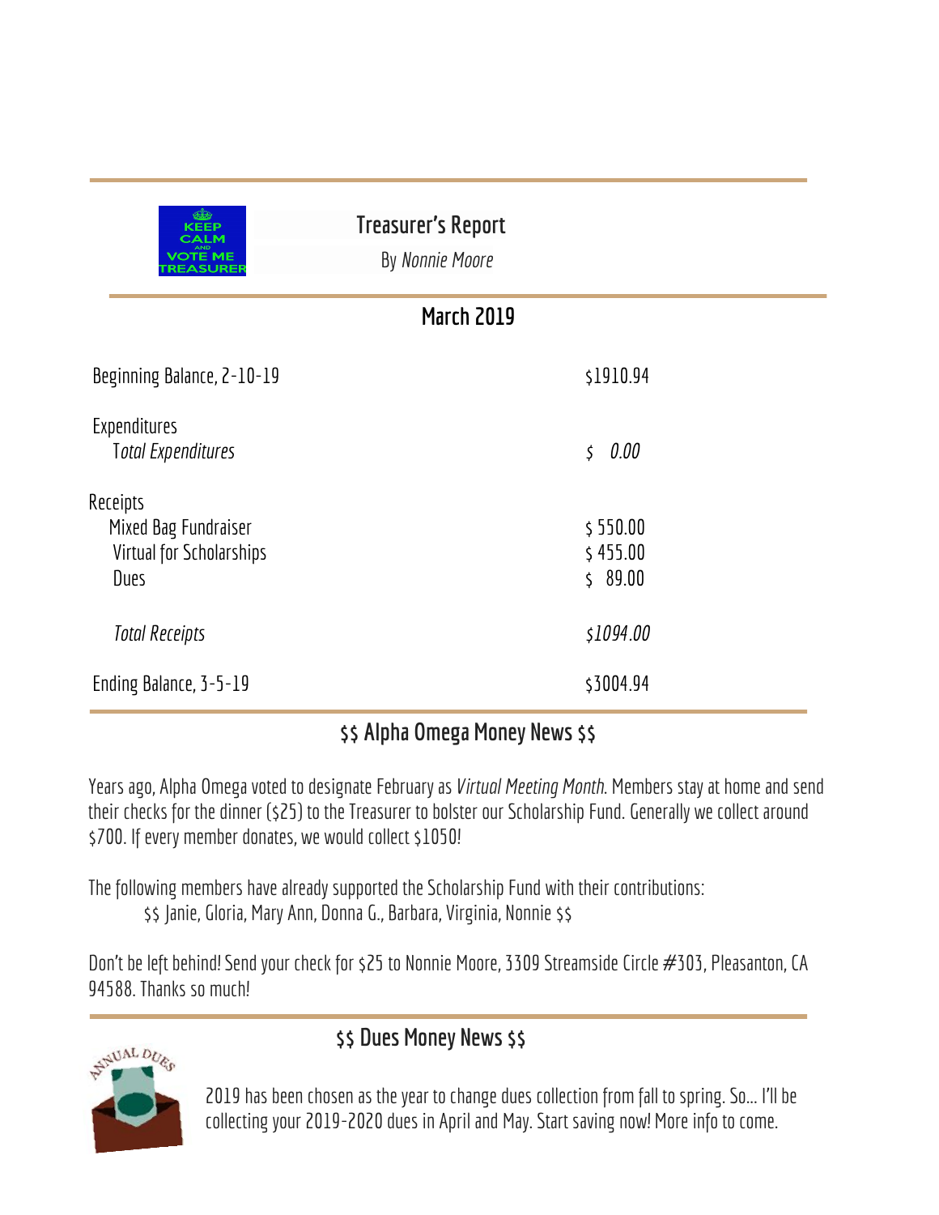## Treasurer's Report

By *Nonnie Moore*

### March 2019

| | |
|---|---|
| Beginning Balance, 2-10-19 | $1910.94 |
| Expenditures | |
| *Total Expenditures* | *$ 0.00* |
| Receipts | |
| Mixed Bag Fundraiser | $ 550.00 |
| Virtual for Scholarships | $ 455.00 |
| Dues | $ 89.00 |
| *Total Receipts* | *$1094.00* |
| Ending Balance, 3-5-19 | $3004.94 |

### $$ Alpha Omega Money News $$

Years ago, Alpha Omega voted to designate February as *Virtual Meeting Month*. Members stay at home and send their checks for the dinner ($25) to the Treasurer to bolster our Scholarship Fund. Generally we collect around $700. If every member donates, we would collect $1050!

The following members have already supported the Scholarship Fund with their contributions:

$$ Janie, Gloria, Mary Ann, Donna G., Barbara, Virginia, Nonnie $$

Don't be left behind! Send your check for $25 to Nonnie Moore, 3309 Streamside Circle #303, Pleasanton, CA 94588. Thanks so much!

### $$ Dues Money News $$

2019 has been chosen as the year to change dues collection from fall to spring. So… I'll be collecting your 2019-2020 dues in April and May. Start saving now! More info to come.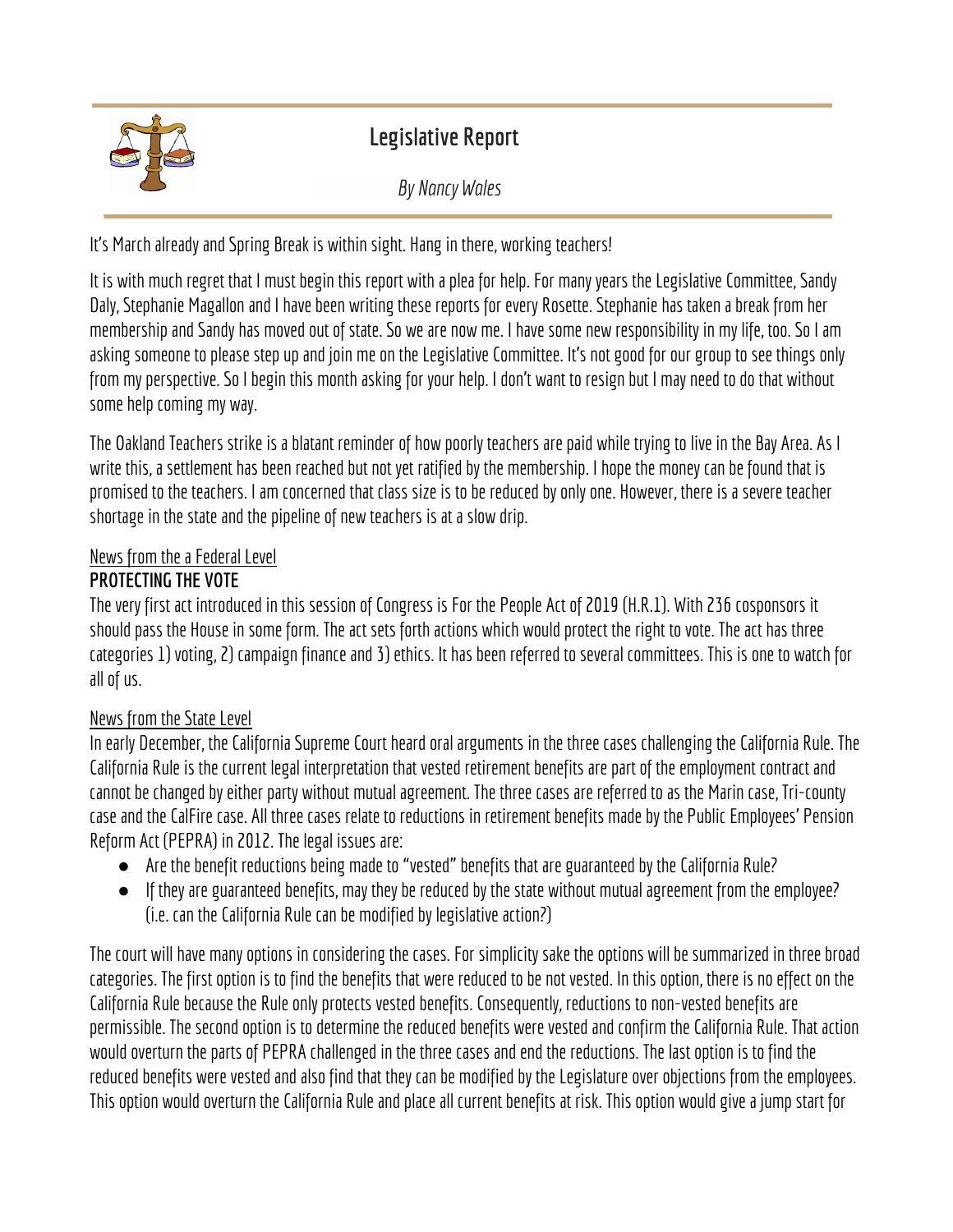# Legislative Report

*By Nancy Wales*

It's March already and Spring Break is within sight. Hang in there, working teachers!

It is with much regret that I must begin this report with a plea for help. For many years the Legislative Committee, Sandy Daly, Stephanie Magallon and I have been writing these reports for every Rosette. Stephanie has taken a break from her membership and Sandy has moved out of state. So we are now me. I have some new responsibility in my life, too. So I am asking someone to please step up and join me on the Legislative Committee. It's not good for our group to see things only from my perspective. So I begin this month asking for your help. I don't want to resign but I may need to do that without some help coming my way.

The Oakland Teachers strike is a blatant reminder of how poorly teachers are paid while trying to live in the Bay Area. As I write this, a settlement has been reached but not yet ratified by the membership. I hope the money can be found that is promised to the teachers. I am concerned that class size is to be reduced by only one. However, there is a severe teacher shortage in the state and the pipeline of new teachers is at a slow drip.

News from the a Federal Level

**PROTECTING THE VOTE**

The very first act introduced in this session of Congress is For the People Act of 2019 (H.R.1). With 236 cosponsors it should pass the House in some form. The act sets forth actions which would protect the right to vote. The act has three categories 1) voting, 2) campaign finance and 3) ethics. It has been referred to several committees. This is one to watch for all of us.

News from the State Level

In early December, the California Supreme Court heard oral arguments in the three cases challenging the California Rule. The California Rule is the current legal interpretation that vested retirement benefits are part of the employment contract and cannot be changed by either party without mutual agreement. The three cases are referred to as the Marin case, Tri-county case and the CalFire case. All three cases relate to reductions in retirement benefits made by the Public Employees' Pension Reform Act (PEPRA) in 2012. The legal issues are:

- Are the benefit reductions being made to "vested" benefits that are guaranteed by the California Rule?
- If they are guaranteed benefits, may they be reduced by the state without mutual agreement from the employee? (i.e. can the California Rule can be modified by legislative action?)

The court will have many options in considering the cases. For simplicity sake the options will be summarized in three broad categories. The first option is to find the benefits that were reduced to be not vested. In this option, there is no effect on the California Rule because the Rule only protects vested benefits. Consequently, reductions to non-vested benefits are permissible. The second option is to determine the reduced benefits were vested and confirm the California Rule. That action would overturn the parts of PEPRA challenged in the three cases and end the reductions. The last option is to find the reduced benefits were vested and also find that they can be modified by the Legislature over objections from the employees. This option would overturn the California Rule and place all current benefits at risk. This option would give a jump start for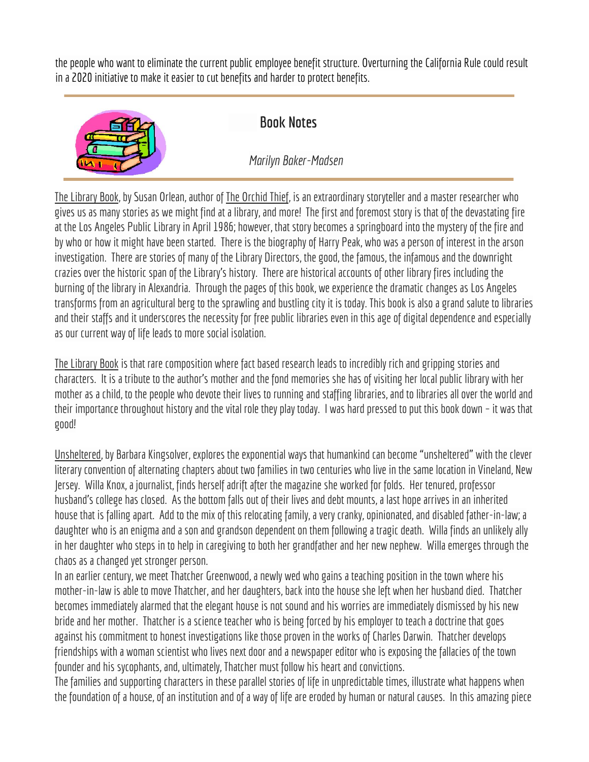the people who want to eliminate the current public employee benefit structure. Overturning the California Rule could result in a 2020 initiative to make it easier to cut benefits and harder to protect benefits.

## Book Notes

*Marilyn Baker-Madsen*

The Library Book, by Susan Orlean, author of The Orchid Thief, is an extraordinary storyteller and a master researcher who gives us as many stories as we might find at a library, and more! The first and foremost story is that of the devastating fire at the Los Angeles Public Library in April 1986; however, that story becomes a springboard into the mystery of the fire and by who or how it might have been started. There is the biography of Harry Peak, who was a person of interest in the arson investigation. There are stories of many of the Library Directors, the good, the famous, the infamous and the downright crazies over the historic span of the Library's history. There are historical accounts of other library fires including the burning of the library in Alexandria. Through the pages of this book, we experience the dramatic changes as Los Angeles transforms from an agricultural berg to the sprawling and bustling city it is today. This book is also a grand salute to libraries and their staffs and it underscores the necessity for free public libraries even in this age of digital dependence and especially as our current way of life leads to more social isolation.

The Library Book is that rare composition where fact based research leads to incredibly rich and gripping stories and characters. It is a tribute to the author's mother and the fond memories she has of visiting her local public library with her mother as a child, to the people who devote their lives to running and staffing libraries, and to libraries all over the world and their importance throughout history and the vital role they play today. I was hard pressed to put this book down – it was that good!

Unsheltered, by Barbara Kingsolver, explores the exponential ways that humankind can become "unsheltered" with the clever literary convention of alternating chapters about two families in two centuries who live in the same location in Vineland, New Jersey. Willa Knox, a journalist, finds herself adrift after the magazine she worked for folds. Her tenured, professor husband's college has closed. As the bottom falls out of their lives and debt mounts, a last hope arrives in an inherited house that is falling apart. Add to the mix of this relocating family, a very cranky, opinionated, and disabled father-in-law; a daughter who is an enigma and a son and grandson dependent on them following a tragic death. Willa finds an unlikely ally in her daughter who steps in to help in caregiving to both her grandfather and her new nephew. Willa emerges through the chaos as a changed yet stronger person.

In an earlier century, we meet Thatcher Greenwood, a newly wed who gains a teaching position in the town where his mother-in-law is able to move Thatcher, and her daughters, back into the house she left when her husband died. Thatcher becomes immediately alarmed that the elegant house is not sound and his worries are immediately dismissed by his new bride and her mother. Thatcher is a science teacher who is being forced by his employer to teach a doctrine that goes against his commitment to honest investigations like those proven in the works of Charles Darwin. Thatcher develops friendships with a woman scientist who lives next door and a newspaper editor who is exposing the fallacies of the town founder and his sycophants, and, ultimately, Thatcher must follow his heart and convictions.

The families and supporting characters in these parallel stories of life in unpredictable times, illustrate what happens when the foundation of a house, of an institution and of a way of life are eroded by human or natural causes. In this amazing piece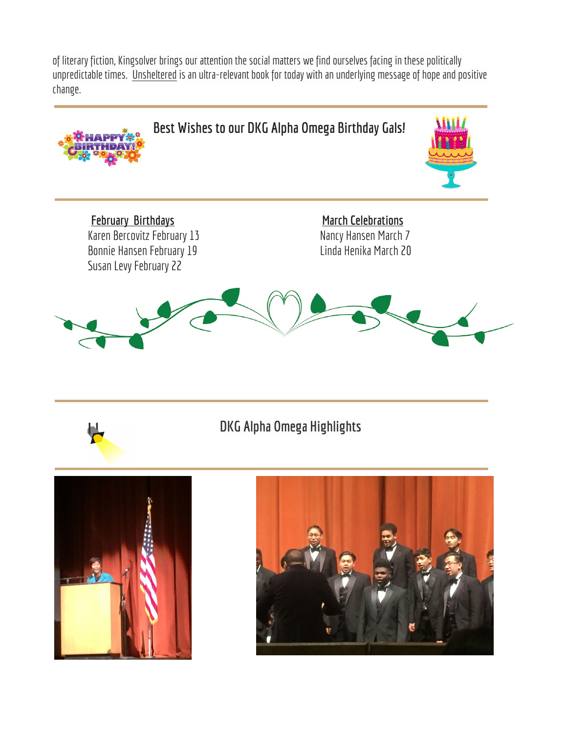of literary fiction, Kingsolver brings our attention the social matters we find ourselves facing in these politically unpredictable times. Unsheltered is an ultra-relevant book for today with an underlying message of hope and positive change.

## Best Wishes to our DKG Alpha Omega Birthday Gals!

**February Birthdays**

Karen Bercovitz February 13
Bonnie Hansen February 19
Susan Levy February 22

**March Celebrations**

Nancy Hansen March 7
Linda Henika March 20

## DKG Alpha Omega Highlights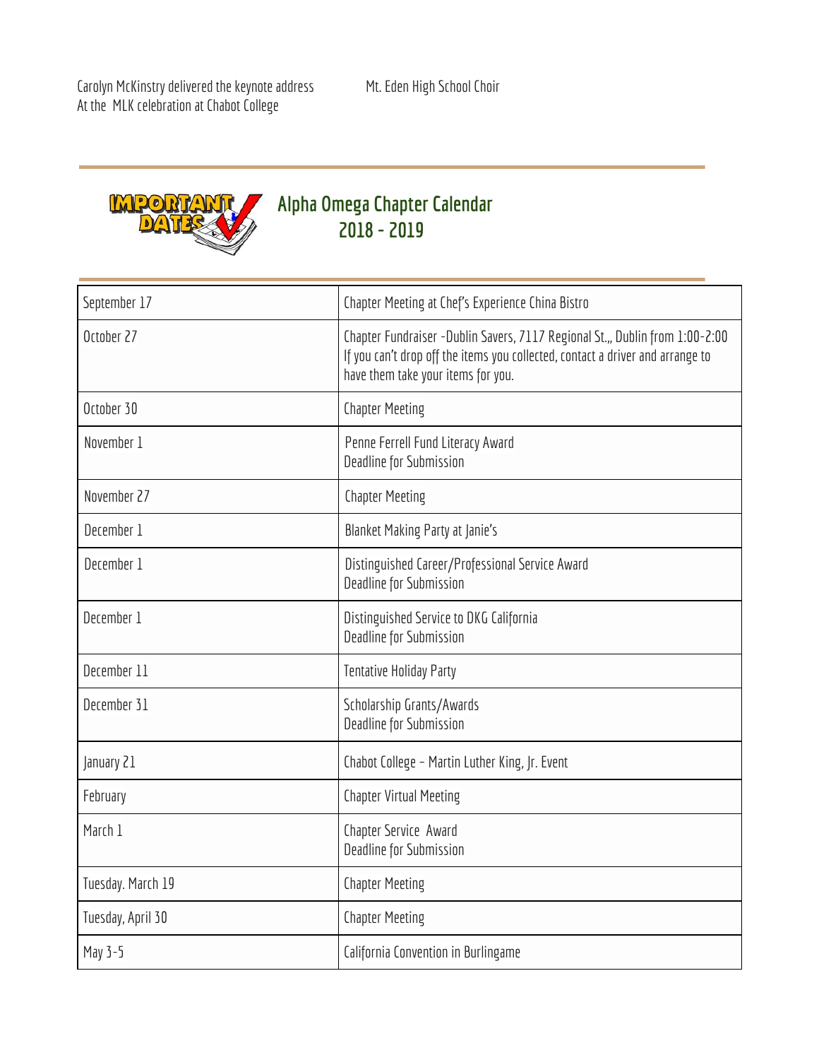Carolyn McKinstry delivered the keynote address
At the MLK celebration at Chabot College

Mt. Eden High School Choir

## Alpha Omega Chapter Calendar 2018 - 2019

| | |
|---|---|
| September 17 | Chapter Meeting at Chef's Experience China Bistro |
| October 27 | Chapter Fundraiser -Dublin Savers, 7117 Regional St.,, Dublin from 1:00-2:00<br>If you can't drop off the items you collected, contact a driver and arrange to have them take your items for you. |
| October 30 | Chapter Meeting |
| November 1 | Penne Ferrell Fund Literacy Award<br>Deadline for Submission |
| November 27 | Chapter Meeting |
| December 1 | Blanket Making Party at Janie's |
| December 1 | Distinguished Career/Professional Service Award<br>Deadline for Submission |
| December 1 | Distinguished Service to DKG California<br>Deadline for Submission |
| December 11 | Tentative Holiday Party |
| December 31 | Scholarship Grants/Awards<br>Deadline for Submission |
| January 21 | Chabot College - Martin Luther King, Jr. Event |
| February | Chapter Virtual Meeting |
| March 1 | Chapter Service Award<br>Deadline for Submission |
| Tuesday. March 19 | Chapter Meeting |
| Tuesday, April 30 | Chapter Meeting |
| May 3-5 | California Convention in Burlingame |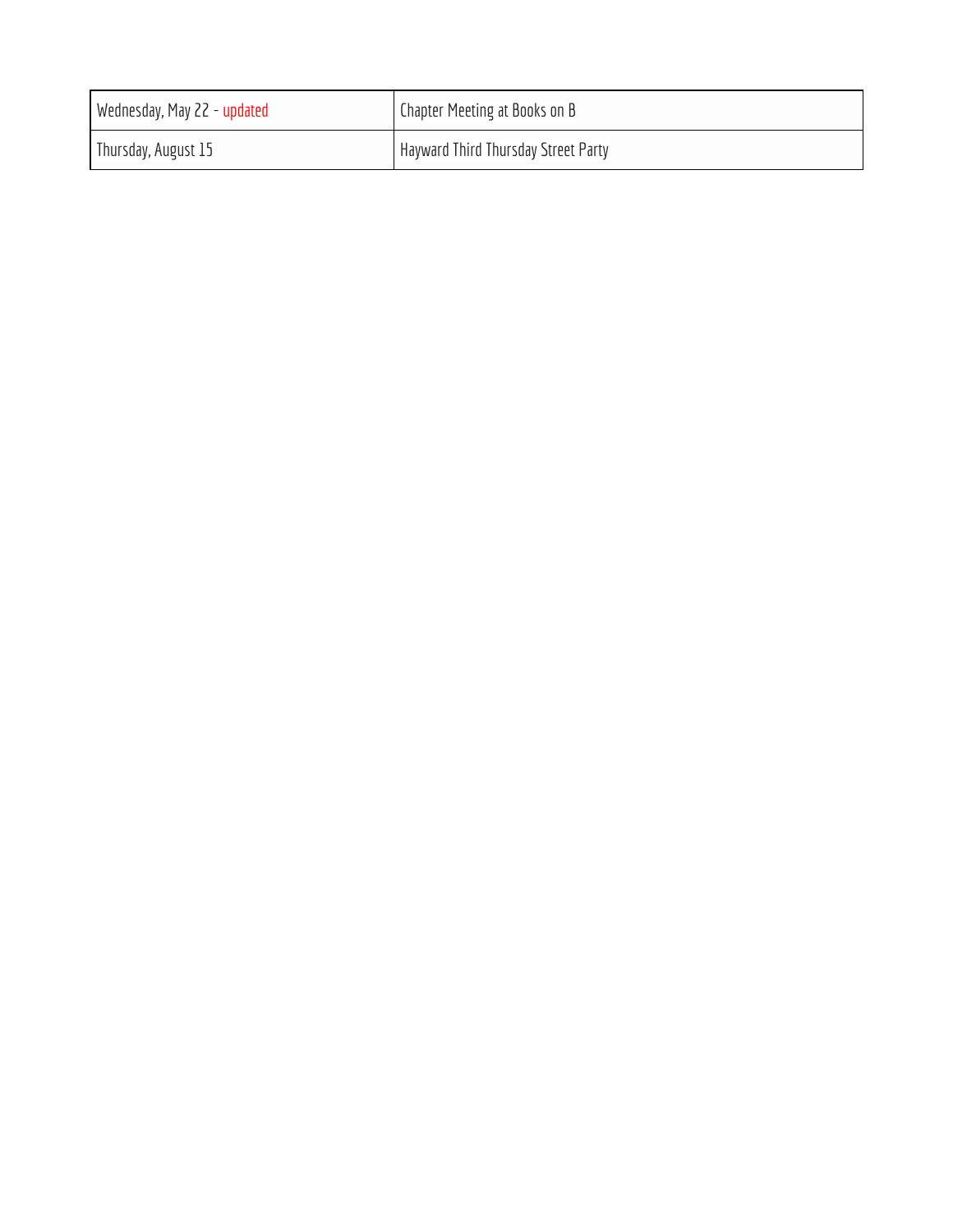| | |
|---|---|
| Wednesday, May 22 - updated | Chapter Meeting at Books on B |
| Thursday, August 15 | Hayward Third Thursday Street Party |